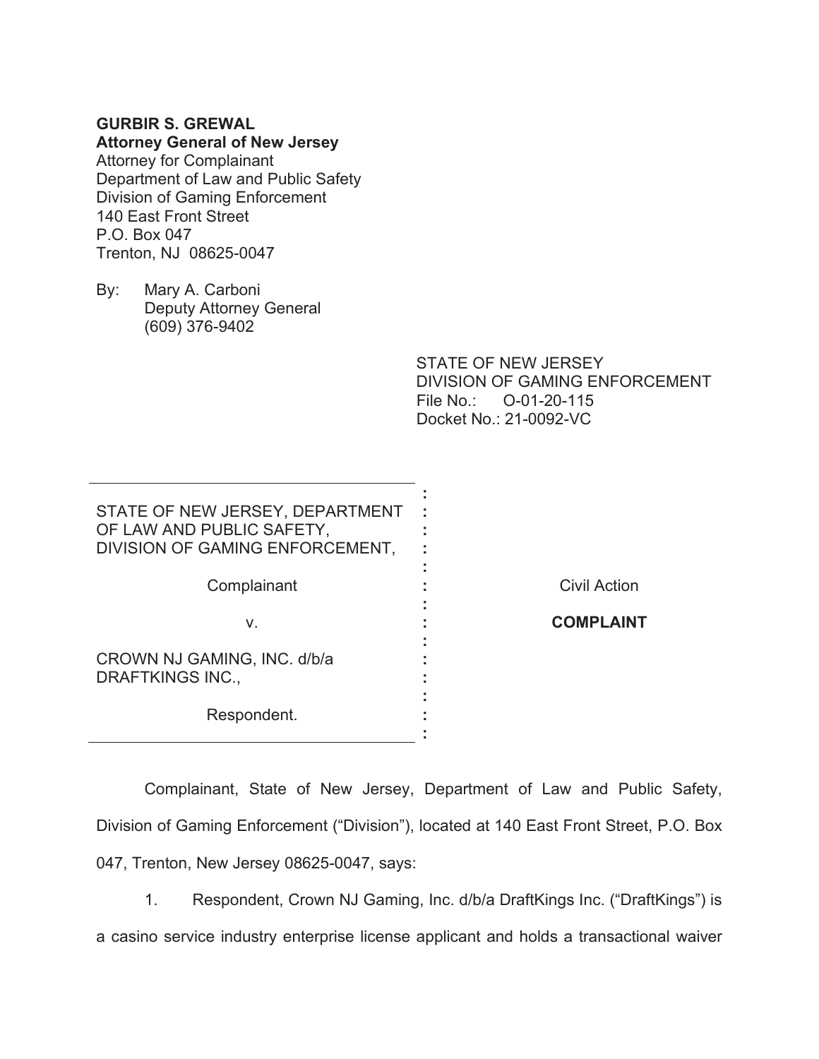**GURBIR S. GREWAL**
**Attorney General of New Jersey**
Attorney for Complainant
Department of Law and Public Safety
Division of Gaming Enforcement
140 East Front Street
P.O. Box 047
Trenton, NJ 08625-0047

By: Mary A. Carboni
Deputy Attorney General
(609) 376-9402

STATE OF NEW JERSEY
DIVISION OF GAMING ENFORCEMENT
File No.: O-01-20-115
Docket No.: 21-0092-VC

| | |
|---|---|
| STATE OF NEW JERSEY, DEPARTMENT OF LAW AND PUBLIC SAFETY, DIVISION OF GAMING ENFORCEMENT,<br><br>Complainant<br><br>v.<br><br>CROWN NJ GAMING, INC. d/b/a DRAFTKINGS INC.,<br><br>Respondent. | Civil Action<br><br>**COMPLAINT** |

Complainant, State of New Jersey, Department of Law and Public Safety, Division of Gaming Enforcement ("Division"), located at 140 East Front Street, P.O. Box 047, Trenton, New Jersey 08625-0047, says:

1. Respondent, Crown NJ Gaming, Inc. d/b/a DraftKings Inc. ("DraftKings") is a casino service industry enterprise license applicant and holds a transactional waiver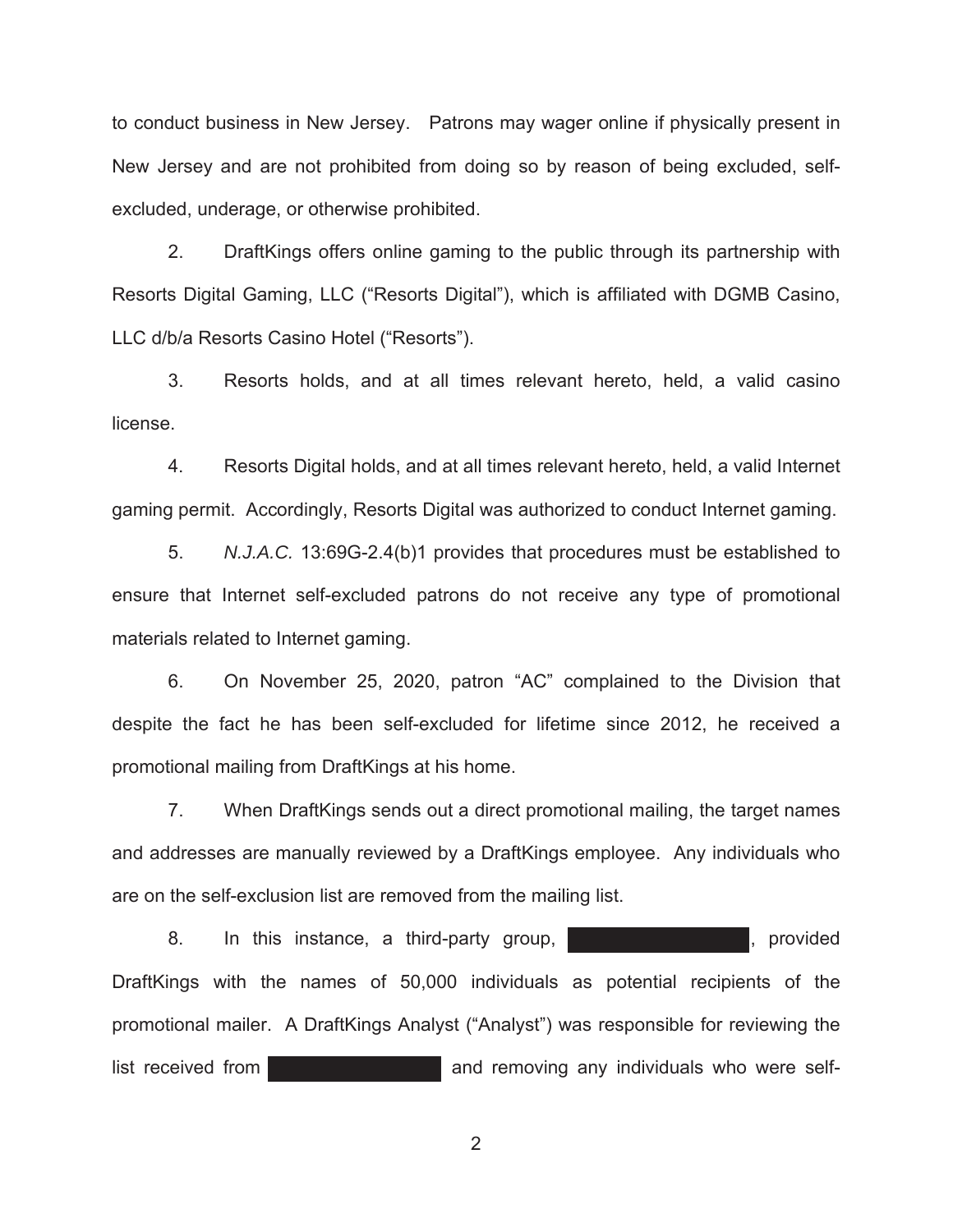to conduct business in New Jersey. Patrons may wager online if physically present in New Jersey and are not prohibited from doing so by reason of being excluded, self-excluded, underage, or otherwise prohibited.

2. DraftKings offers online gaming to the public through its partnership with Resorts Digital Gaming, LLC ("Resorts Digital"), which is affiliated with DGMB Casino, LLC d/b/a Resorts Casino Hotel ("Resorts").

3. Resorts holds, and at all times relevant hereto, held, a valid casino license.

4. Resorts Digital holds, and at all times relevant hereto, held, a valid Internet gaming permit. Accordingly, Resorts Digital was authorized to conduct Internet gaming.

5. *N.J.A.C.* 13:69G-2.4(b)1 provides that procedures must be established to ensure that Internet self-excluded patrons do not receive any type of promotional materials related to Internet gaming.

6. On November 25, 2020, patron "AC" complained to the Division that despite the fact he has been self-excluded for lifetime since 2012, he received a promotional mailing from DraftKings at his home.

7. When DraftKings sends out a direct promotional mailing, the target names and addresses are manually reviewed by a DraftKings employee. Any individuals who are on the self-exclusion list are removed from the mailing list.

8. In this instance, a third-party group, [REDACTED], provided DraftKings with the names of 50,000 individuals as potential recipients of the promotional mailer. A DraftKings Analyst ("Analyst") was responsible for reviewing the list received from [REDACTED] and removing any individuals who were self-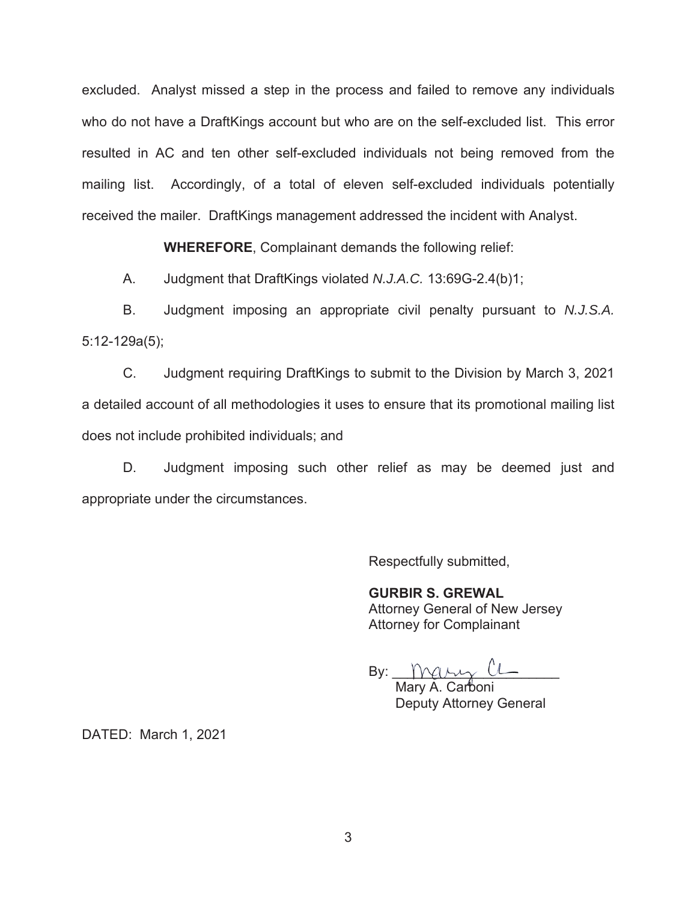excluded. Analyst missed a step in the process and failed to remove any individuals who do not have a DraftKings account but who are on the self-excluded list. This error resulted in AC and ten other self-excluded individuals not being removed from the mailing list. Accordingly, of a total of eleven self-excluded individuals potentially received the mailer. DraftKings management addressed the incident with Analyst.

**WHEREFORE**, Complainant demands the following relief:

A. Judgment that DraftKings violated *N.J.A.C.* 13:69G-2.4(b)1;

B. Judgment imposing an appropriate civil penalty pursuant to *N.J.S.A.* 5:12-129a(5);

C. Judgment requiring DraftKings to submit to the Division by March 3, 2021 a detailed account of all methodologies it uses to ensure that its promotional mailing list does not include prohibited individuals; and

D. Judgment imposing such other relief as may be deemed just and appropriate under the circumstances.

Respectfully submitted,

**GURBIR S. GREWAL**
Attorney General of New Jersey
Attorney for Complainant

By: ___________________
Mary A. Carboni
Deputy Attorney General

DATED: March 1, 2021